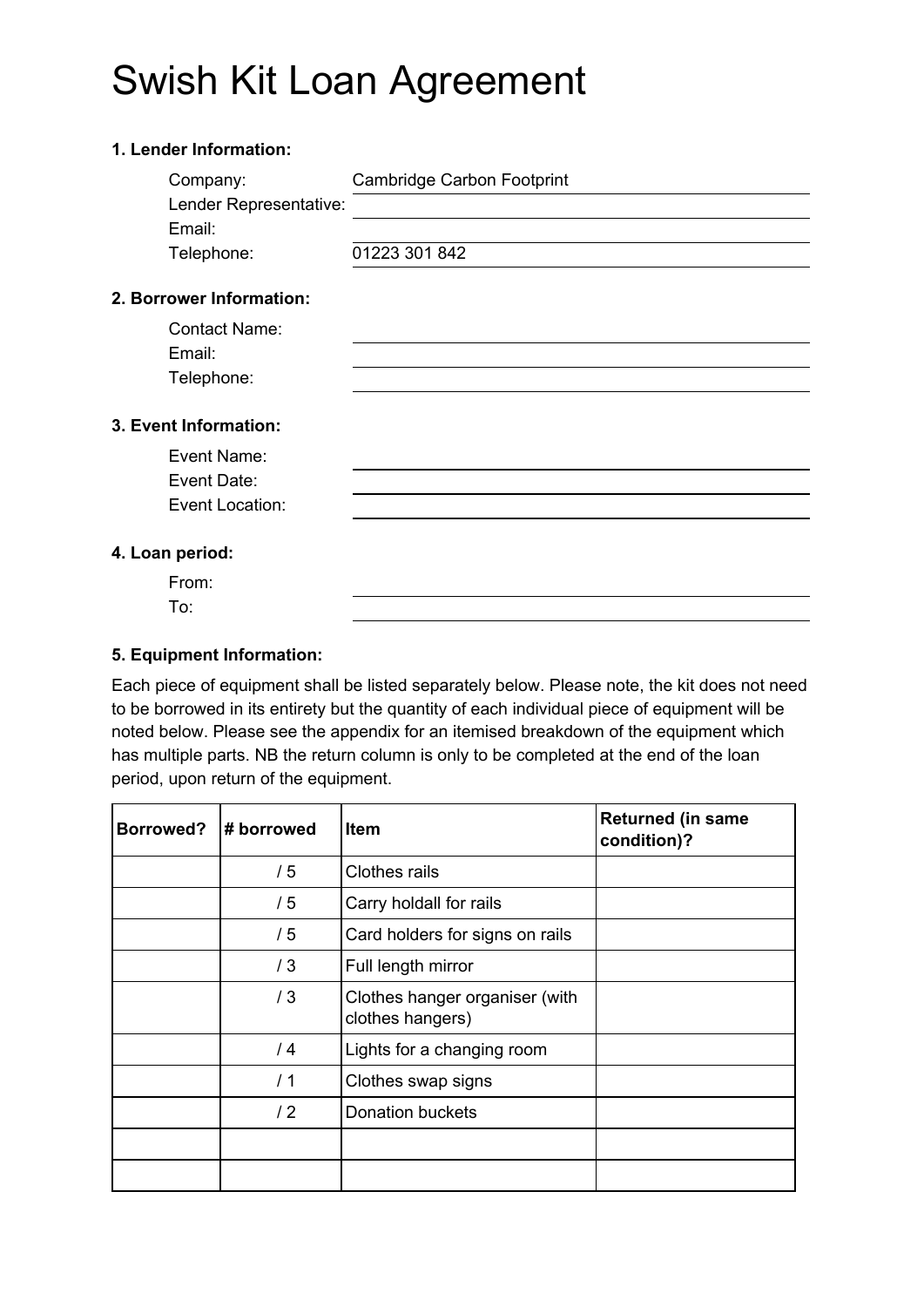# Swish Kit Loan Agreement

**1. Lender Information:**

Company: Cambridge Carbon Footprint
Lender Representative: 
Email: 
Telephone: 01223 301 842

**2. Borrower Information:**

Contact Name: 
Email: 
Telephone: 

**3. Event Information:**

Event Name: 
Event Date: 
Event Location: 

**4. Loan period:**

From: 
To: 

**5. Equipment Information:**

Each piece of equipment shall be listed separately below. Please note, the kit does not need to be borrowed in its entirety but the quantity of each individual piece of equipment will be noted below. Please see the appendix for an itemised breakdown of the equipment which has multiple parts. NB the return column is only to be completed at the end of the loan period, upon return of the equipment.

| Borrowed? | # borrowed | Item | Returned (in same condition)? |
|---|---|---|---|
| | / 5 | Clothes rails | |
| | / 5 | Carry holdall for rails | |
| | / 5 | Card holders for signs on rails | |
| | / 3 | Full length mirror | |
| | / 3 | Clothes hanger organiser (with clothes hangers) | |
| | / 4 | Lights for a changing room | |
| | / 1 | Clothes swap signs | |
| | / 2 | Donation buckets | |
| | | | |
| | | | |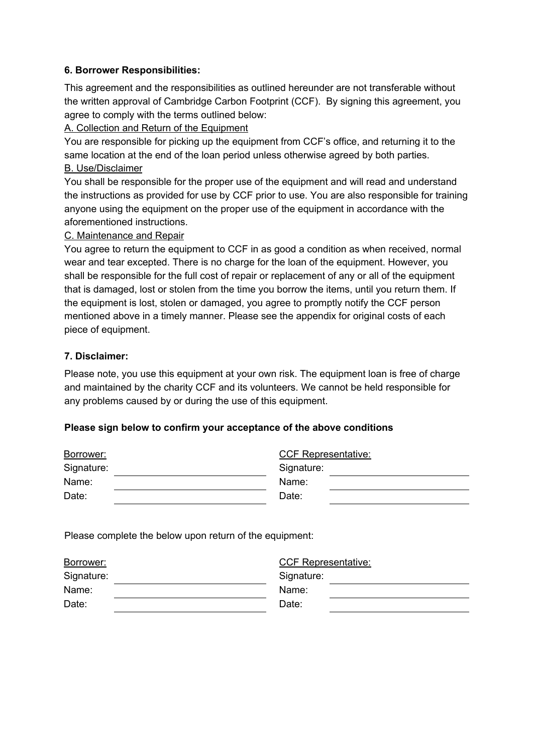**6. Borrower Responsibilities:**

This agreement and the responsibilities as outlined hereunder are not transferable without the written approval of Cambridge Carbon Footprint (CCF). By signing this agreement, you agree to comply with the terms outlined below:

<u>A. Collection and Return of the Equipment</u>

You are responsible for picking up the equipment from CCF's office, and returning it to the same location at the end of the loan period unless otherwise agreed by both parties.

<u>B. Use/Disclaimer</u>

You shall be responsible for the proper use of the equipment and will read and understand the instructions as provided for use by CCF prior to use. You are also responsible for training anyone using the equipment on the proper use of the equipment in accordance with the aforementioned instructions.

<u>C. Maintenance and Repair</u>

You agree to return the equipment to CCF in as good a condition as when received, normal wear and tear excepted. There is no charge for the loan of the equipment. However, you shall be responsible for the full cost of repair or replacement of any or all of the equipment that is damaged, lost or stolen from the time you borrow the items, until you return them. If the equipment is lost, stolen or damaged, you agree to promptly notify the CCF person mentioned above in a timely manner. Please see the appendix for original costs of each piece of equipment.

**7. Disclaimer:**

Please note, you use this equipment at your own risk. The equipment loan is free of charge and maintained by the charity CCF and its volunteers. We cannot be held responsible for any problems caused by or during the use of this equipment.

**Please sign below to confirm your acceptance of the above conditions**

| <u>Borrower:</u> | | <u>CCF Representative:</u> | |
|---|---|---|---|
| Signature: | ______________________ | Signature: | ______________________ |
| Name: | ______________________ | Name: | ______________________ |
| Date: | ______________________ | Date: | ______________________ |

Please complete the below upon return of the equipment:

| <u>Borrower:</u> | | <u>CCF Representative:</u> | |
|---|---|---|---|
| Signature: | ______________________ | Signature: | ______________________ |
| Name: | ______________________ | Name: | ______________________ |
| Date: | ______________________ | Date: | ______________________ |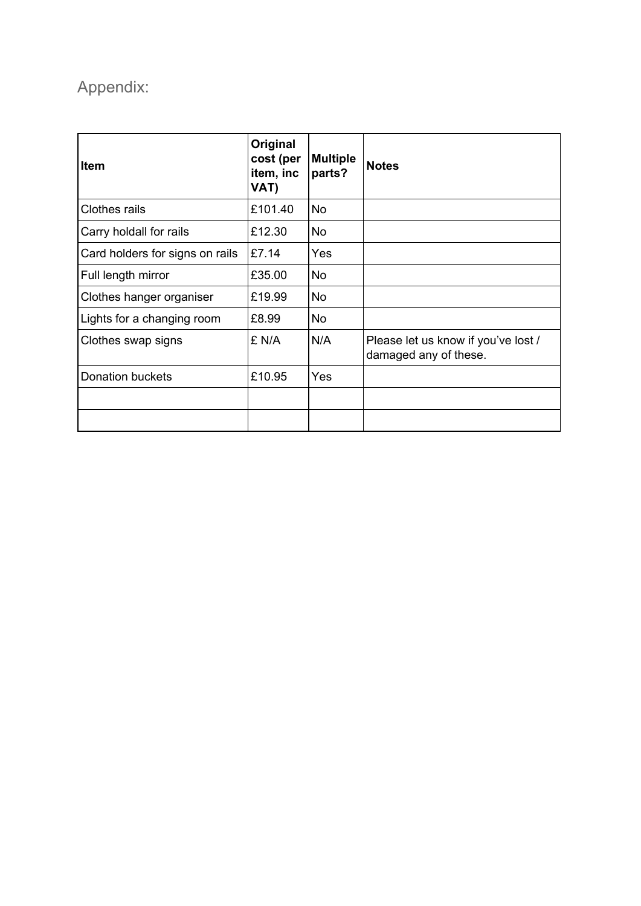# Appendix:

| Item | Original cost (per item, inc VAT) | Multiple parts? | Notes |
|---|---|---|---|
| Clothes rails | £101.40 | No | |
| Carry holdall for rails | £12.30 | No | |
| Card holders for signs on rails | £7.14 | Yes | |
| Full length mirror | £35.00 | No | |
| Clothes hanger organiser | £19.99 | No | |
| Lights for a changing room | £8.99 | No | |
| Clothes swap signs | £ N/A | N/A | Please let us know if you've lost / damaged any of these. |
| Donation buckets | £10.95 | Yes | |
| | | | |
| | | | |